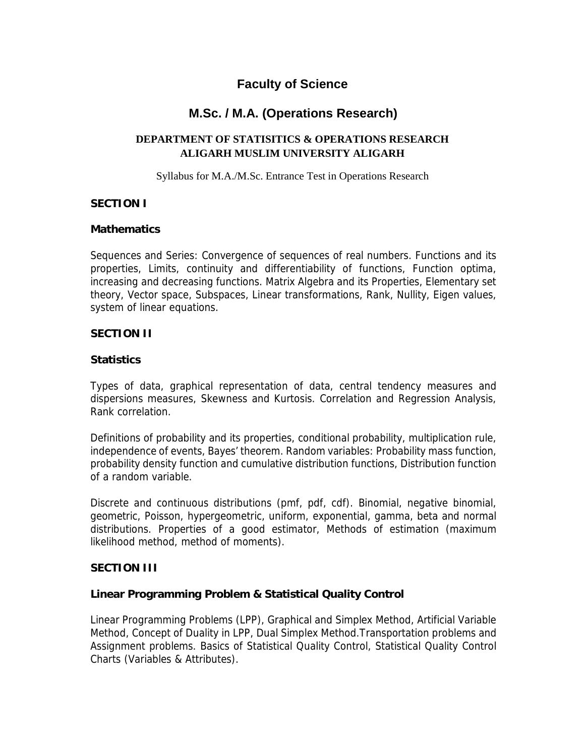# Faculty of Science

## M.Sc. / M.A. (Operations Research)

**DEPARTMENT OF STATISITICS & OPERATIONS RESEARCH**
**ALIGARH MUSLIM UNIVERSITY ALIGARH**

Syllabus for M.A./M.Sc. Entrance Test in Operations Research

### SECTION I

#### Mathematics

Sequences and Series: Convergence of sequences of real numbers. Functions and its properties, Limits, continuity and differentiability of functions, Function optima, increasing and decreasing functions. Matrix Algebra and its Properties, Elementary set theory, Vector space, Subspaces, Linear transformations, Rank, Nullity, Eigen values, system of linear equations.

### SECTION II

#### Statistics

Types of data, graphical representation of data, central tendency measures and dispersions measures, Skewness and Kurtosis. Correlation and Regression Analysis, Rank correlation.

Definitions of probability and its properties, conditional probability, multiplication rule, independence of events, Bayes' theorem. Random variables: Probability mass function, probability density function and cumulative distribution functions, Distribution function of a random variable.

Discrete and continuous distributions (pmf, pdf, cdf). Binomial, negative binomial, geometric, Poisson, hypergeometric, uniform, exponential, gamma, beta and normal distributions. Properties of a good estimator, Methods of estimation (maximum likelihood method, method of moments).

### SECTION III

#### Linear Programming Problem & Statistical Quality Control

Linear Programming Problems (LPP), Graphical and Simplex Method, Artificial Variable Method, Concept of Duality in LPP, Dual Simplex Method.Transportation problems and Assignment problems. Basics of Statistical Quality Control, Statistical Quality Control Charts (Variables & Attributes).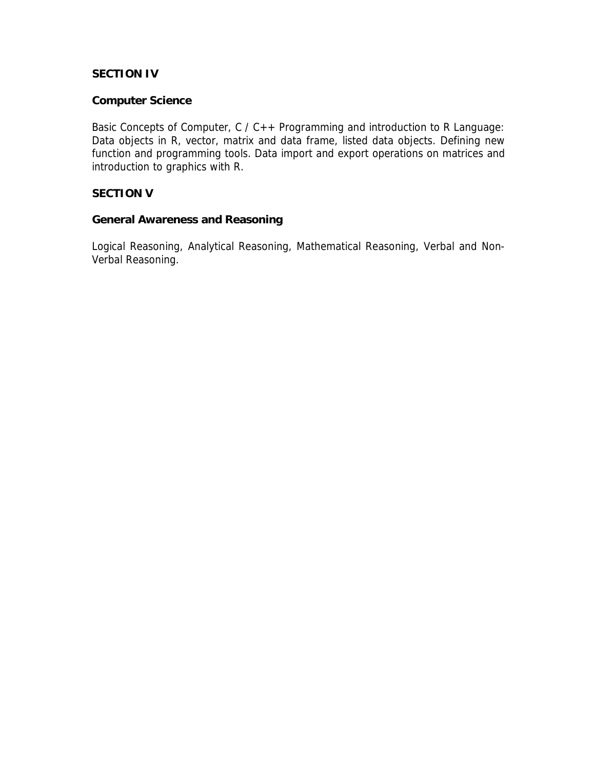## SECTION IV

### Computer Science

Basic Concepts of Computer, C / C++ Programming and introduction to R Language: Data objects in R, vector, matrix and data frame, listed data objects. Defining new function and programming tools. Data import and export operations on matrices and introduction to graphics with R.

## SECTION V

### General Awareness and Reasoning

Logical Reasoning, Analytical Reasoning, Mathematical Reasoning, Verbal and Non-Verbal Reasoning.